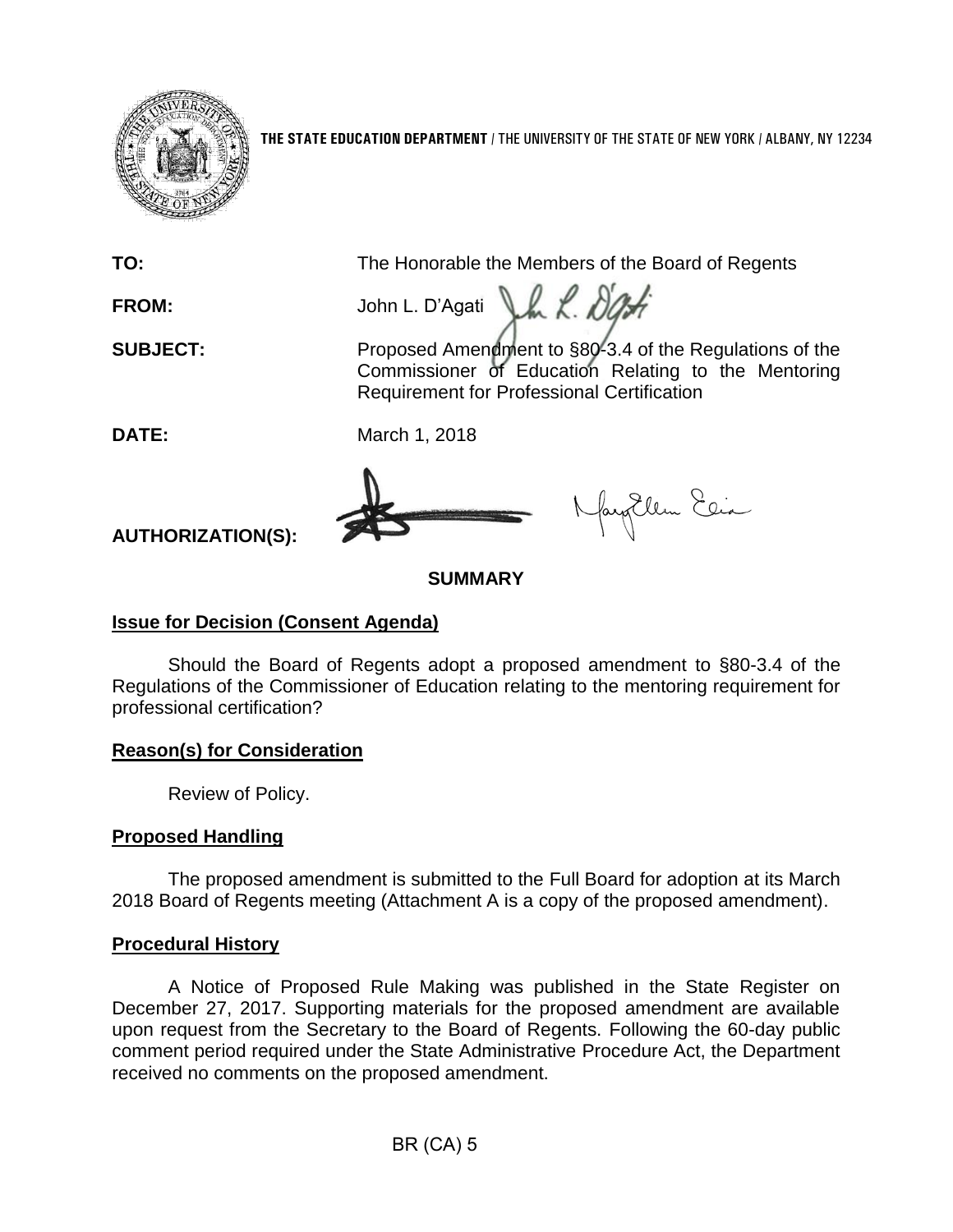**THE STATE EDUCATION DEPARTMENT** / THE UNIVERSITY OF THE STATE OF NEW YORK / ALBANY, NY 12234

**TO:** The Honorable the Members of the Board of Regents

**FROM:** John L. D'Agati

**SUBJECT:** Proposed Amendment to §80-3.4 of the Regulations of the Commissioner of Education Relating to the Mentoring Requirement for Professional Certification

**DATE:** March 1, 2018

**AUTHORIZATION(S):**

## SUMMARY

**Issue for Decision (Consent Agenda)**

Should the Board of Regents adopt a proposed amendment to §80-3.4 of the Regulations of the Commissioner of Education relating to the mentoring requirement for professional certification?

**Reason(s) for Consideration**

Review of Policy.

**Proposed Handling**

The proposed amendment is submitted to the Full Board for adoption at its March 2018 Board of Regents meeting (Attachment A is a copy of the proposed amendment).

**Procedural History**

A Notice of Proposed Rule Making was published in the State Register on December 27, 2017. Supporting materials for the proposed amendment are available upon request from the Secretary to the Board of Regents. Following the 60-day public comment period required under the State Administrative Procedure Act, the Department received no comments on the proposed amendment.

BR (CA) 5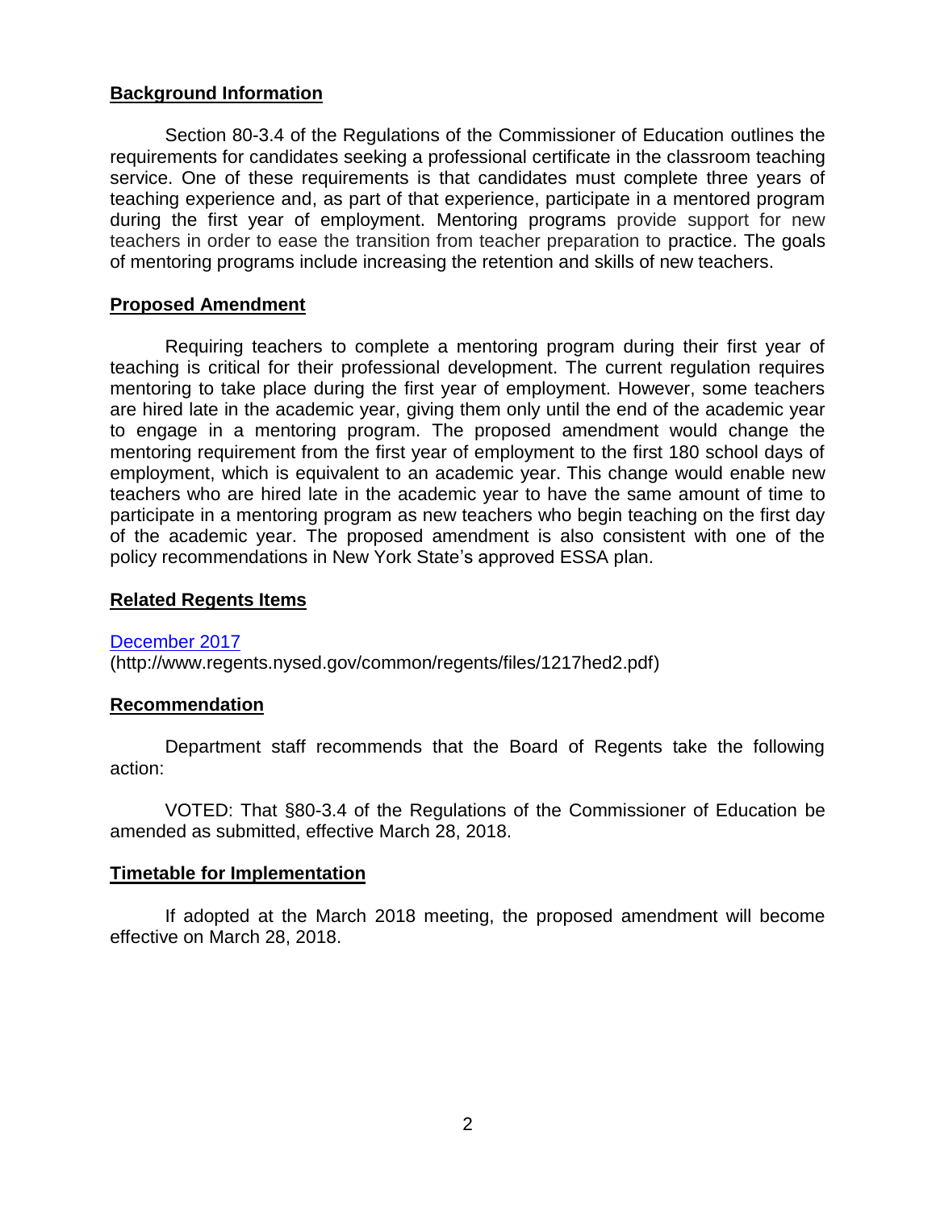## Background Information

Section 80-3.4 of the Regulations of the Commissioner of Education outlines the requirements for candidates seeking a professional certificate in the classroom teaching service. One of these requirements is that candidates must complete three years of teaching experience and, as part of that experience, participate in a mentored program during the first year of employment. Mentoring programs provide support for new teachers in order to ease the transition from teacher preparation to practice. The goals of mentoring programs include increasing the retention and skills of new teachers.

## Proposed Amendment

Requiring teachers to complete a mentoring program during their first year of teaching is critical for their professional development. The current regulation requires mentoring to take place during the first year of employment. However, some teachers are hired late in the academic year, giving them only until the end of the academic year to engage in a mentoring program. The proposed amendment would change the mentoring requirement from the first year of employment to the first 180 school days of employment, which is equivalent to an academic year. This change would enable new teachers who are hired late in the academic year to have the same amount of time to participate in a mentoring program as new teachers who begin teaching on the first day of the academic year. The proposed amendment is also consistent with one of the policy recommendations in New York State's approved ESSA plan.

## Related Regents Items

[December 2017](http://www.regents.nysed.gov/common/regents/files/1217hed2.pdf)
(http://www.regents.nysed.gov/common/regents/files/1217hed2.pdf)

## Recommendation

Department staff recommends that the Board of Regents take the following action:

VOTED: That §80-3.4 of the Regulations of the Commissioner of Education be amended as submitted, effective March 28, 2018.

## Timetable for Implementation

If adopted at the March 2018 meeting, the proposed amendment will become effective on March 28, 2018.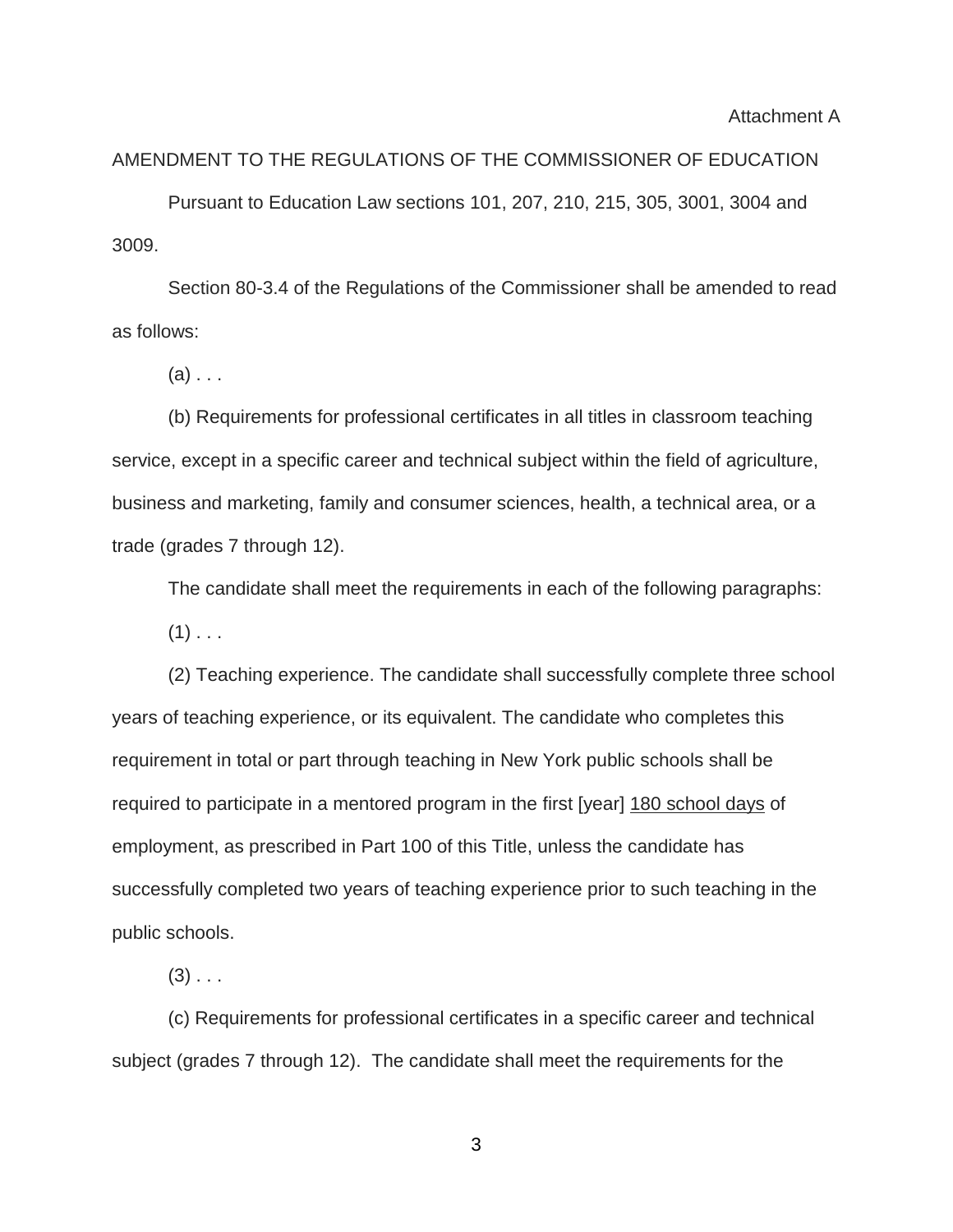Attachment A

AMENDMENT TO THE REGULATIONS OF THE COMMISSIONER OF EDUCATION

Pursuant to Education Law sections 101, 207, 210, 215, 305, 3001, 3004 and 3009.

Section 80-3.4 of the Regulations of the Commissioner shall be amended to read as follows:

(a) . . .

(b) Requirements for professional certificates in all titles in classroom teaching service, except in a specific career and technical subject within the field of agriculture, business and marketing, family and consumer sciences, health, a technical area, or a trade (grades 7 through 12).

The candidate shall meet the requirements in each of the following paragraphs:

(1) . . .

(2) Teaching experience. The candidate shall successfully complete three school years of teaching experience, or its equivalent. The candidate who completes this requirement in total or part through teaching in New York public schools shall be required to participate in a mentored program in the first [year] <u>180 school days</u> of employment, as prescribed in Part 100 of this Title, unless the candidate has successfully completed two years of teaching experience prior to such teaching in the public schools.

(3) . . .

(c) Requirements for professional certificates in a specific career and technical subject (grades 7 through 12). The candidate shall meet the requirements for the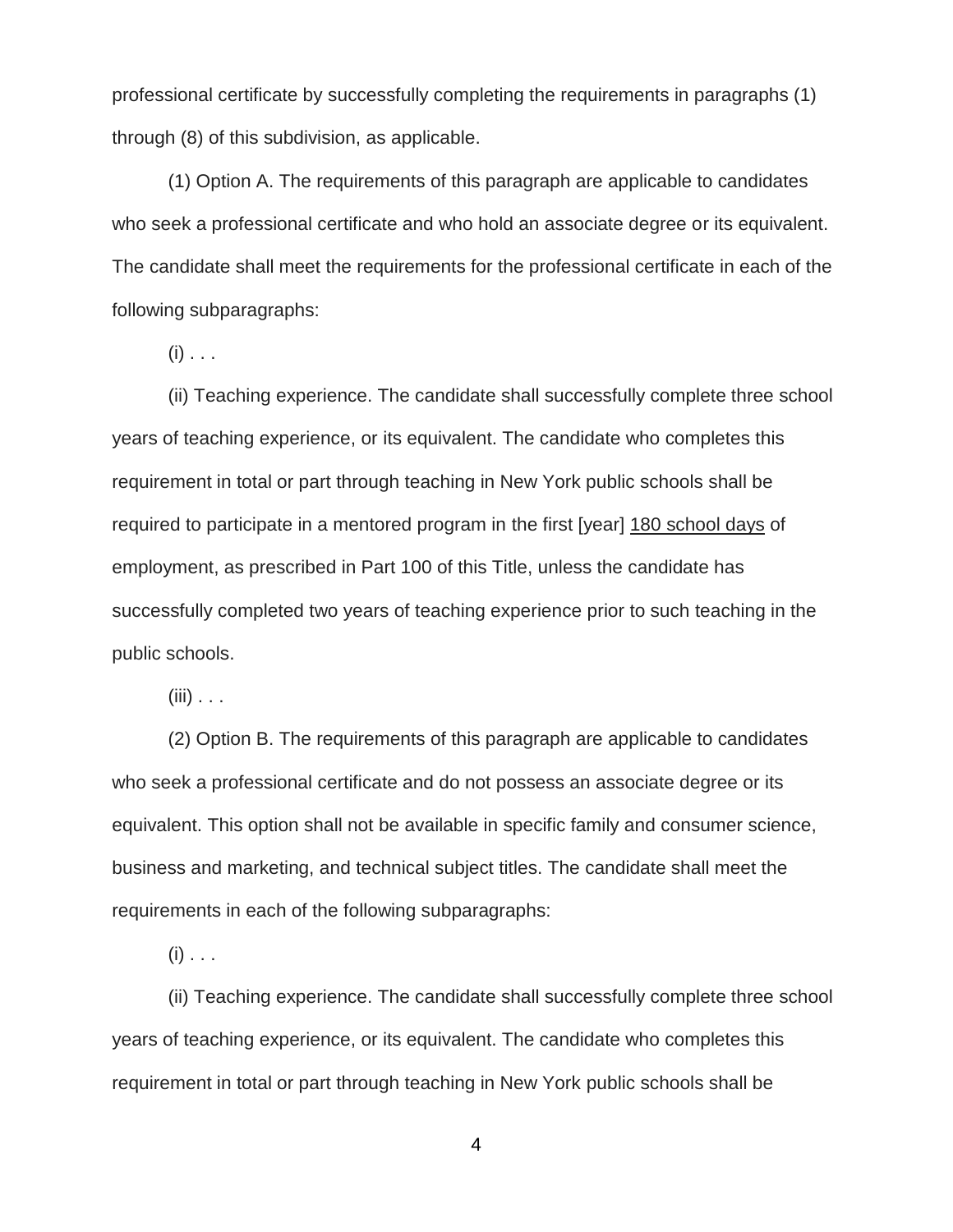professional certificate by successfully completing the requirements in paragraphs (1) through (8) of this subdivision, as applicable.

(1) Option A. The requirements of this paragraph are applicable to candidates who seek a professional certificate and who hold an associate degree or its equivalent. The candidate shall meet the requirements for the professional certificate in each of the following subparagraphs:

(i) . . .

(ii) Teaching experience. The candidate shall successfully complete three school years of teaching experience, or its equivalent. The candidate who completes this requirement in total or part through teaching in New York public schools shall be required to participate in a mentored program in the first [year] <u>180 school days</u> of employment, as prescribed in Part 100 of this Title, unless the candidate has successfully completed two years of teaching experience prior to such teaching in the public schools.

(iii) . . .

(2) Option B. The requirements of this paragraph are applicable to candidates who seek a professional certificate and do not possess an associate degree or its equivalent. This option shall not be available in specific family and consumer science, business and marketing, and technical subject titles. The candidate shall meet the requirements in each of the following subparagraphs:

(i) . . .

(ii) Teaching experience. The candidate shall successfully complete three school years of teaching experience, or its equivalent. The candidate who completes this requirement in total or part through teaching in New York public schools shall be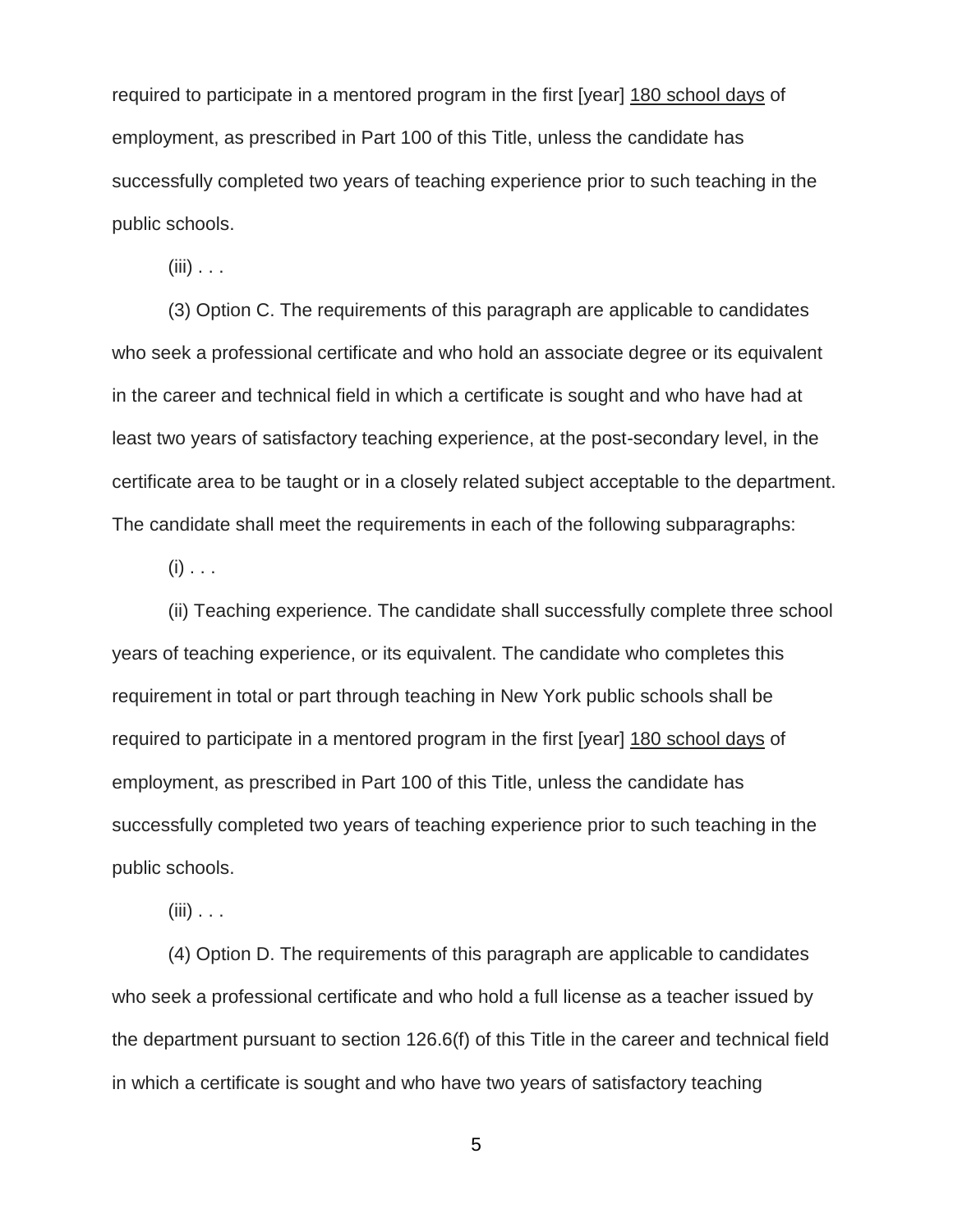required to participate in a mentored program in the first [year] <u>180 school days</u> of employment, as prescribed in Part 100 of this Title, unless the candidate has successfully completed two years of teaching experience prior to such teaching in the public schools.

(iii) . . .

(3) Option C. The requirements of this paragraph are applicable to candidates who seek a professional certificate and who hold an associate degree or its equivalent in the career and technical field in which a certificate is sought and who have had at least two years of satisfactory teaching experience, at the post-secondary level, in the certificate area to be taught or in a closely related subject acceptable to the department. The candidate shall meet the requirements in each of the following subparagraphs:

(i) . . .

(ii) Teaching experience. The candidate shall successfully complete three school years of teaching experience, or its equivalent. The candidate who completes this requirement in total or part through teaching in New York public schools shall be required to participate in a mentored program in the first [year] <u>180 school days</u> of employment, as prescribed in Part 100 of this Title, unless the candidate has successfully completed two years of teaching experience prior to such teaching in the public schools.

(iii) . . .

(4) Option D. The requirements of this paragraph are applicable to candidates who seek a professional certificate and who hold a full license as a teacher issued by the department pursuant to section 126.6(f) of this Title in the career and technical field in which a certificate is sought and who have two years of satisfactory teaching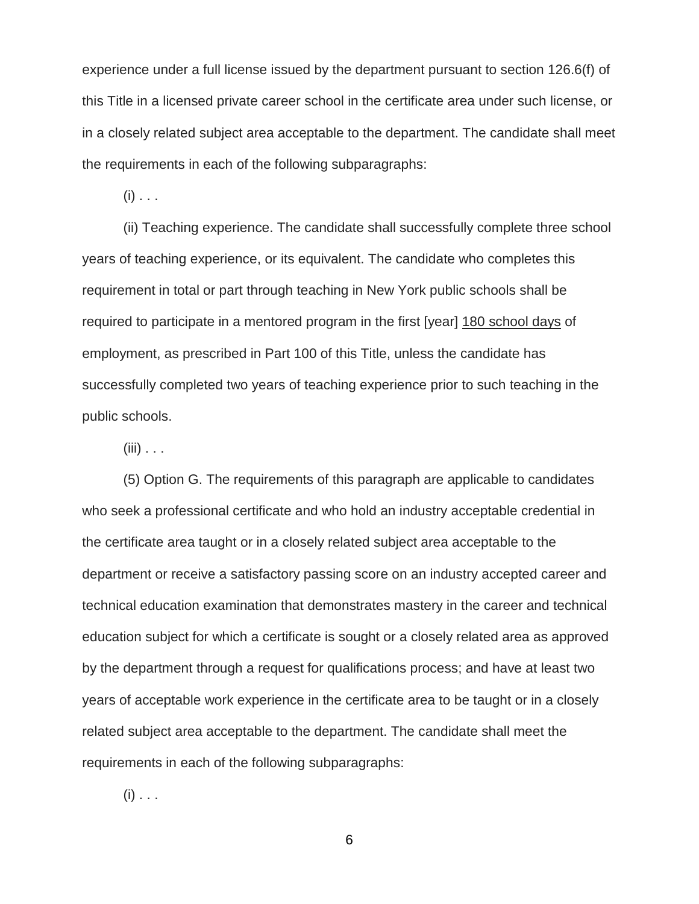experience under a full license issued by the department pursuant to section 126.6(f) of this Title in a licensed private career school in the certificate area under such license, or in a closely related subject area acceptable to the department. The candidate shall meet the requirements in each of the following subparagraphs:

(i) . . .

(ii) Teaching experience. The candidate shall successfully complete three school years of teaching experience, or its equivalent. The candidate who completes this requirement in total or part through teaching in New York public schools shall be required to participate in a mentored program in the first [year] <u>180 school days</u> of employment, as prescribed in Part 100 of this Title, unless the candidate has successfully completed two years of teaching experience prior to such teaching in the public schools.

(iii) . . .

(5) Option G. The requirements of this paragraph are applicable to candidates who seek a professional certificate and who hold an industry acceptable credential in the certificate area taught or in a closely related subject area acceptable to the department or receive a satisfactory passing score on an industry accepted career and technical education examination that demonstrates mastery in the career and technical education subject for which a certificate is sought or a closely related area as approved by the department through a request for qualifications process; and have at least two years of acceptable work experience in the certificate area to be taught or in a closely related subject area acceptable to the department. The candidate shall meet the requirements in each of the following subparagraphs:

(i) . . .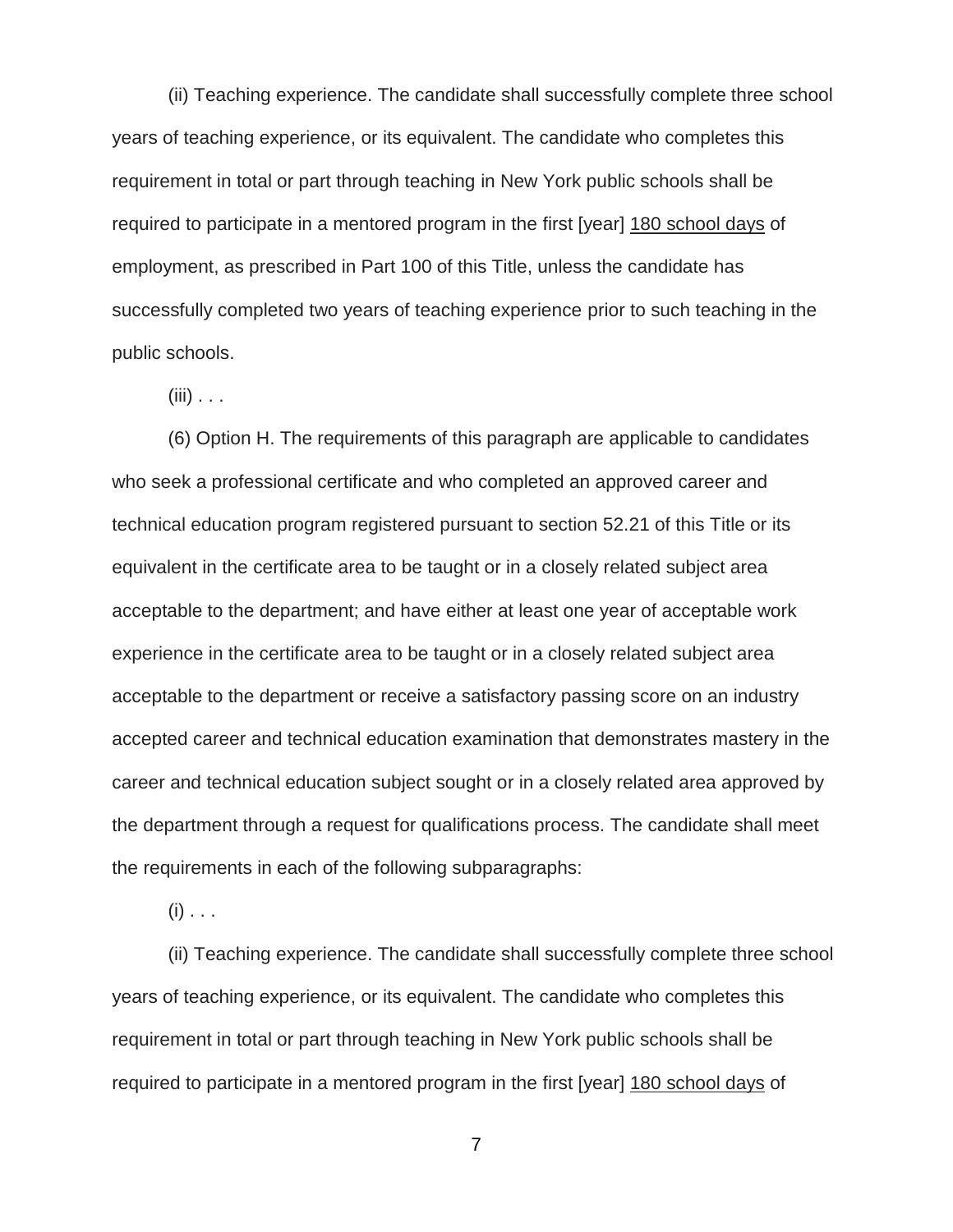(ii) Teaching experience. The candidate shall successfully complete three school years of teaching experience, or its equivalent. The candidate who completes this requirement in total or part through teaching in New York public schools shall be required to participate in a mentored program in the first [year] <u>180 school days</u> of employment, as prescribed in Part 100 of this Title, unless the candidate has successfully completed two years of teaching experience prior to such teaching in the public schools.

(iii) . . .

(6) Option H. The requirements of this paragraph are applicable to candidates who seek a professional certificate and who completed an approved career and technical education program registered pursuant to section 52.21 of this Title or its equivalent in the certificate area to be taught or in a closely related subject area acceptable to the department; and have either at least one year of acceptable work experience in the certificate area to be taught or in a closely related subject area acceptable to the department or receive a satisfactory passing score on an industry accepted career and technical education examination that demonstrates mastery in the career and technical education subject sought or in a closely related area approved by the department through a request for qualifications process. The candidate shall meet the requirements in each of the following subparagraphs:

(i) . . .

(ii) Teaching experience. The candidate shall successfully complete three school years of teaching experience, or its equivalent. The candidate who completes this requirement in total or part through teaching in New York public schools shall be required to participate in a mentored program in the first [year] <u>180 school days</u> of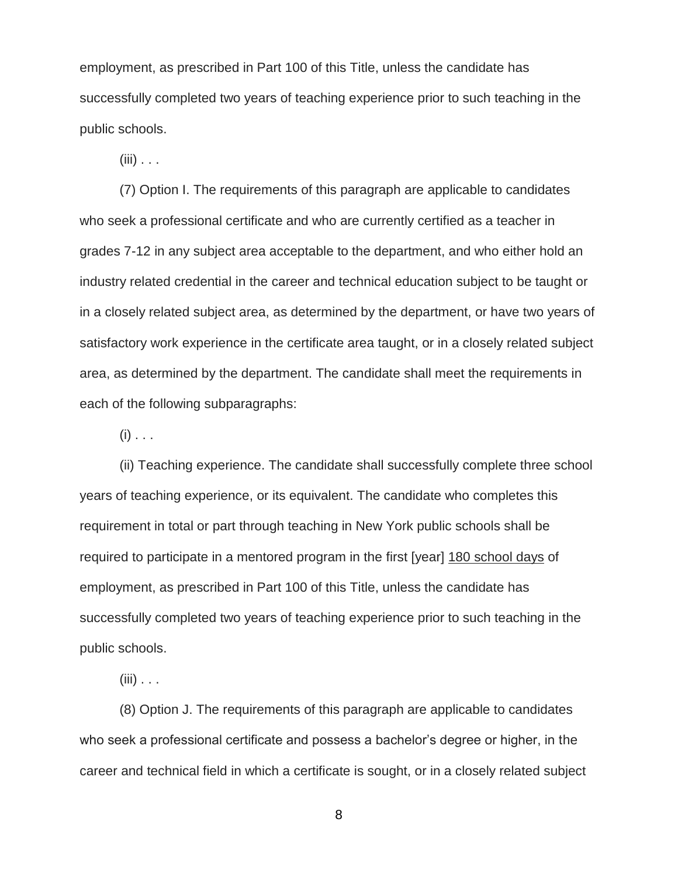employment, as prescribed in Part 100 of this Title, unless the candidate has successfully completed two years of teaching experience prior to such teaching in the public schools.

(iii) . . .

(7) Option I. The requirements of this paragraph are applicable to candidates who seek a professional certificate and who are currently certified as a teacher in grades 7-12 in any subject area acceptable to the department, and who either hold an industry related credential in the career and technical education subject to be taught or in a closely related subject area, as determined by the department, or have two years of satisfactory work experience in the certificate area taught, or in a closely related subject area, as determined by the department. The candidate shall meet the requirements in each of the following subparagraphs:

(i) . . .

(ii) Teaching experience. The candidate shall successfully complete three school years of teaching experience, or its equivalent. The candidate who completes this requirement in total or part through teaching in New York public schools shall be required to participate in a mentored program in the first [year] <u>180 school days</u> of employment, as prescribed in Part 100 of this Title, unless the candidate has successfully completed two years of teaching experience prior to such teaching in the public schools.

(iii) . . .

(8) Option J. The requirements of this paragraph are applicable to candidates who seek a professional certificate and possess a bachelor's degree or higher, in the career and technical field in which a certificate is sought, or in a closely related subject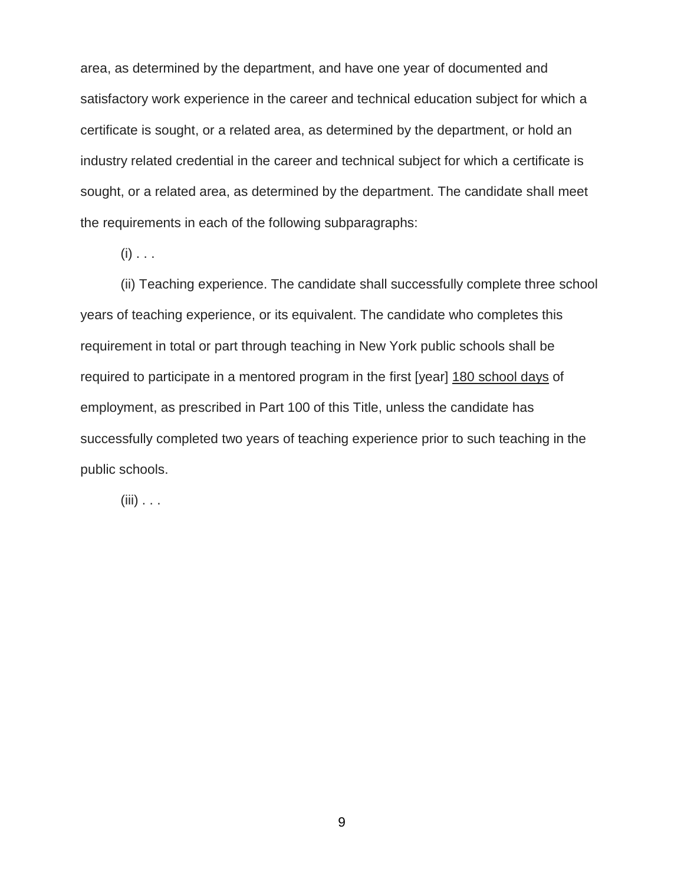area, as determined by the department, and have one year of documented and satisfactory work experience in the career and technical education subject for which a certificate is sought, or a related area, as determined by the department, or hold an industry related credential in the career and technical subject for which a certificate is sought, or a related area, as determined by the department. The candidate shall meet the requirements in each of the following subparagraphs:

(i) . . .

(ii) Teaching experience. The candidate shall successfully complete three school years of teaching experience, or its equivalent. The candidate who completes this requirement in total or part through teaching in New York public schools shall be required to participate in a mentored program in the first [year] <u>180 school days</u> of employment, as prescribed in Part 100 of this Title, unless the candidate has successfully completed two years of teaching experience prior to such teaching in the public schools.

(iii) . . .